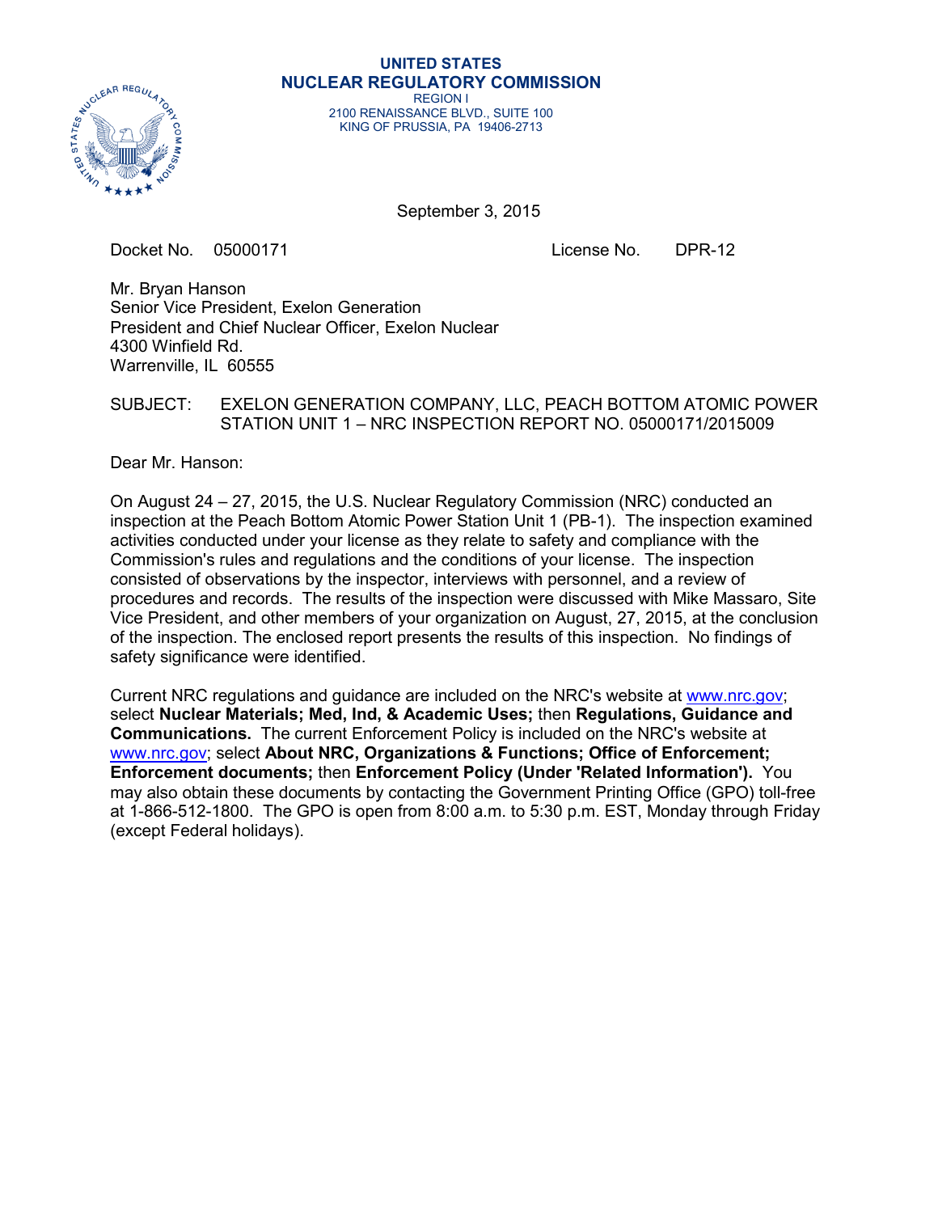**UNITED STATES**
**NUCLEAR REGULATORY COMMISSION**
REGION I
2100 RENAISSANCE BLVD., SUITE 100
KING OF PRUSSIA, PA 19406-2713

September 3, 2015

Docket No. 05000171 License No. DPR-12

Mr. Bryan Hanson
Senior Vice President, Exelon Generation
President and Chief Nuclear Officer, Exelon Nuclear
4300 Winfield Rd.
Warrenville, IL 60555

SUBJECT: EXELON GENERATION COMPANY, LLC, PEACH BOTTOM ATOMIC POWER STATION UNIT 1 – NRC INSPECTION REPORT NO. 05000171/2015009

Dear Mr. Hanson:

On August 24 – 27, 2015, the U.S. Nuclear Regulatory Commission (NRC) conducted an inspection at the Peach Bottom Atomic Power Station Unit 1 (PB-1). The inspection examined activities conducted under your license as they relate to safety and compliance with the Commission's rules and regulations and the conditions of your license. The inspection consisted of observations by the inspector, interviews with personnel, and a review of procedures and records. The results of the inspection were discussed with Mike Massaro, Site Vice President, and other members of your organization on August, 27, 2015, at the conclusion of the inspection. The enclosed report presents the results of this inspection. No findings of safety significance were identified.

Current NRC regulations and guidance are included on the NRC's website at www.nrc.gov; select **Nuclear Materials; Med, Ind, & Academic Uses;** then **Regulations, Guidance and Communications.** The current Enforcement Policy is included on the NRC's website at www.nrc.gov; select **About NRC, Organizations & Functions; Office of Enforcement; Enforcement documents;** then **Enforcement Policy (Under 'Related Information').** You may also obtain these documents by contacting the Government Printing Office (GPO) toll-free at 1-866-512-1800. The GPO is open from 8:00 a.m. to 5:30 p.m. EST, Monday through Friday (except Federal holidays).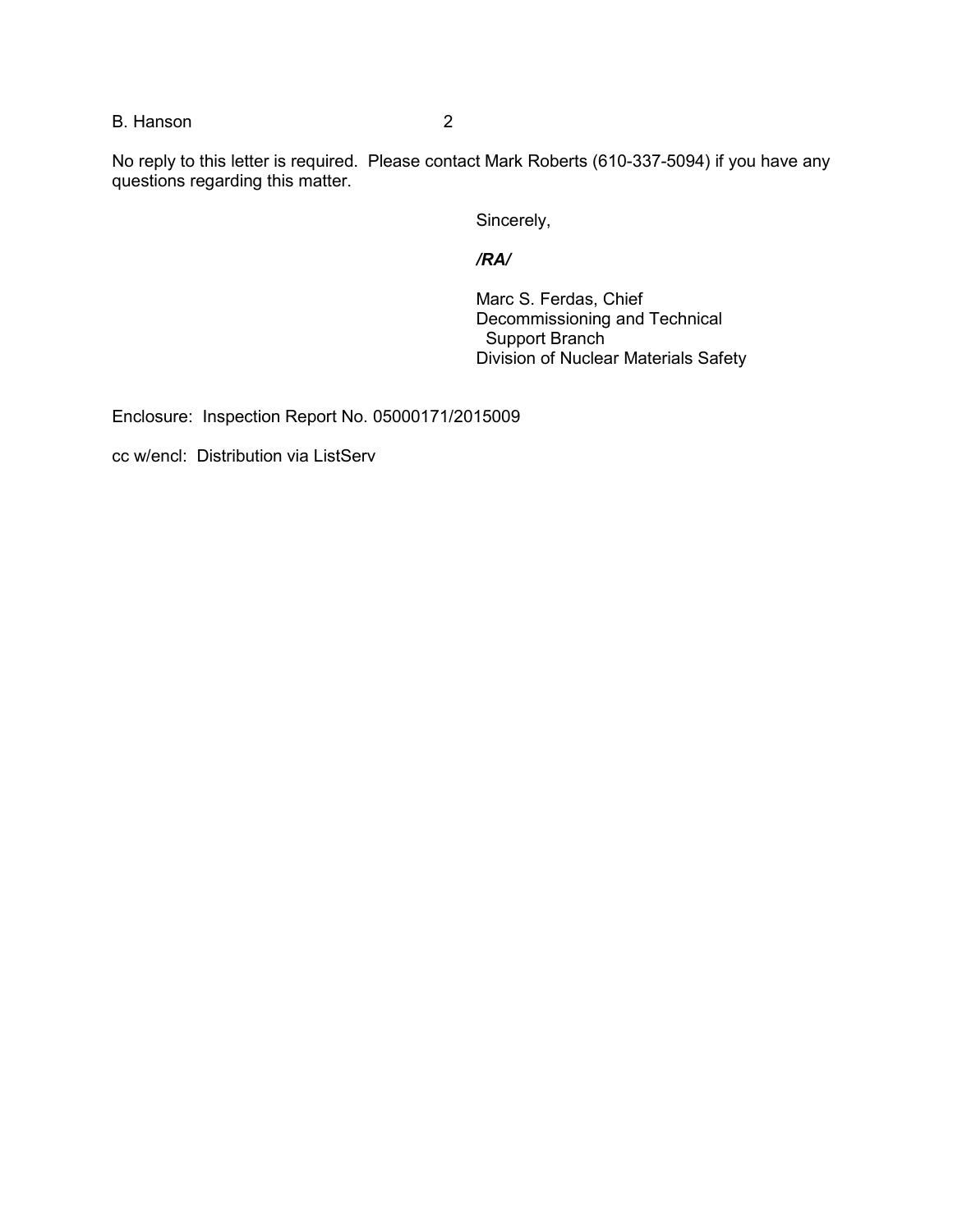No reply to this letter is required. Please contact Mark Roberts (610-337-5094) if you have any questions regarding this matter.

Sincerely,

***/RA/***

Marc S. Ferdas, Chief
Decommissioning and Technical Support Branch
Division of Nuclear Materials Safety

Enclosure: Inspection Report No. 05000171/2015009

cc w/encl: Distribution via ListServ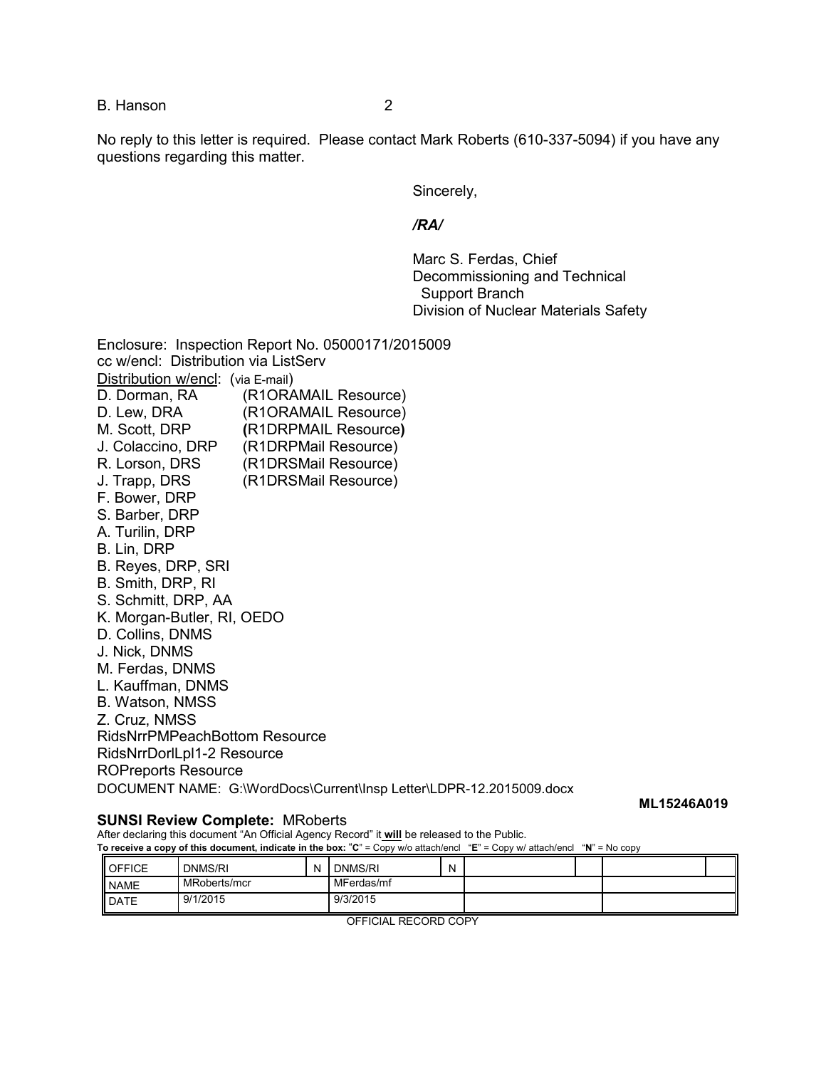No reply to this letter is required. Please contact Mark Roberts (610-337-5094) if you have any questions regarding this matter.

Sincerely,

*/RA/*

Marc S. Ferdas, Chief
Decommissioning and Technical
Support Branch
Division of Nuclear Materials Safety

Enclosure: Inspection Report No. 05000171/2015009

cc w/encl: Distribution via ListServ

Distribution w/encl: (via E-mail)

D. Dorman, RA (R1ORAMAIL Resource)
D. Lew, DRA (R1ORAMAIL Resource)
M. Scott, DRP (R1DRPMAIL Resource)
J. Colaccino, DRP (R1DRPMail Resource)
R. Lorson, DRS (R1DRSMail Resource)
J. Trapp, DRS (R1DRSMail Resource)
F. Bower, DRP
S. Barber, DRP
A. Turilin, DRP
B. Lin, DRP
B. Reyes, DRP, SRI
B. Smith, DRP, RI
S. Schmitt, DRP, AA
K. Morgan-Butler, RI, OEDO
D. Collins, DNMS
J. Nick, DNMS
M. Ferdas, DNMS
L. Kauffman, DNMS
B. Watson, NMSS
Z. Cruz, NMSS
RidsNrrPMPeachBottom Resource
RidsNrrDorlLpl1-2 Resource
ROPreports Resource

DOCUMENT NAME: G:\WordDocs\Current\Insp Letter\LDPR-12.2015009.docx

**ML15246A019**

**SUNSI Review Complete:** MRoberts

After declaring this document "An Official Agency Record" it **will** be released to the Public.

**To receive a copy of this document, indicate in the box: "C" = Copy w/o attach/encl "E" = Copy w/ attach/encl "N" = No copy**

| OFFICE | DNMS/RI | N | DNMS/RI | N | | | | |
|---|---|---|---|---|---|---|---|---|
| NAME | MRoberts/mcr | | MFerdas/mf | | | | | |
| DATE | 9/1/2015 | | 9/3/2015 | | | | | |

OFFICIAL RECORD COPY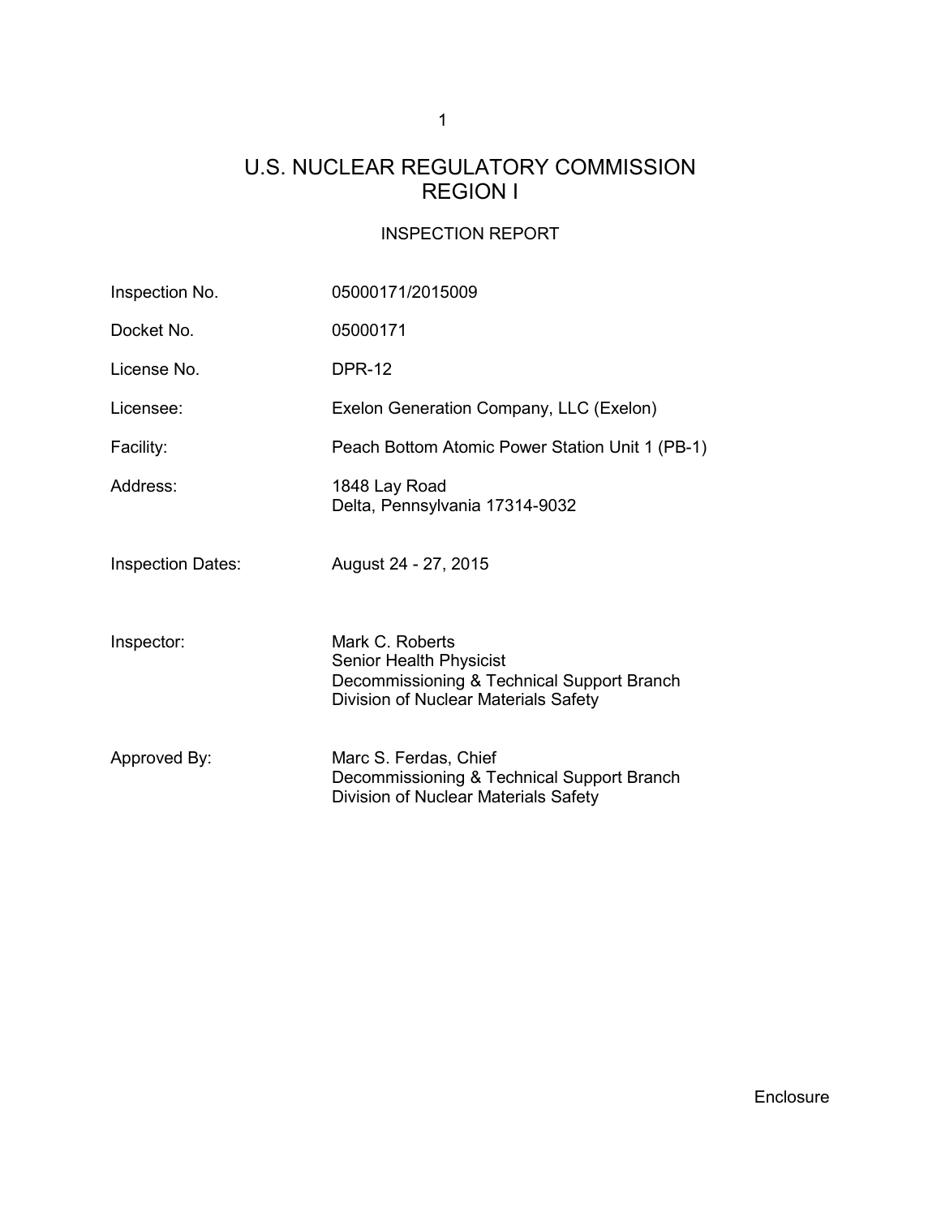# U.S. NUCLEAR REGULATORY COMMISSION
# REGION I

## INSPECTION REPORT

| | |
|---|---|
| Inspection No. | 05000171/2015009 |
| Docket No. | 05000171 |
| License No. | DPR-12 |
| Licensee: | Exelon Generation Company, LLC (Exelon) |
| Facility: | Peach Bottom Atomic Power Station Unit 1 (PB-1) |
| Address: | 1848 Lay Road<br>Delta, Pennsylvania 17314-9032 |
| Inspection Dates: | August 24 - 27, 2015 |
| Inspector: | Mark C. Roberts<br>Senior Health Physicist<br>Decommissioning & Technical Support Branch<br>Division of Nuclear Materials Safety |
| Approved By: | Marc S. Ferdas, Chief<br>Decommissioning & Technical Support Branch<br>Division of Nuclear Materials Safety |

Enclosure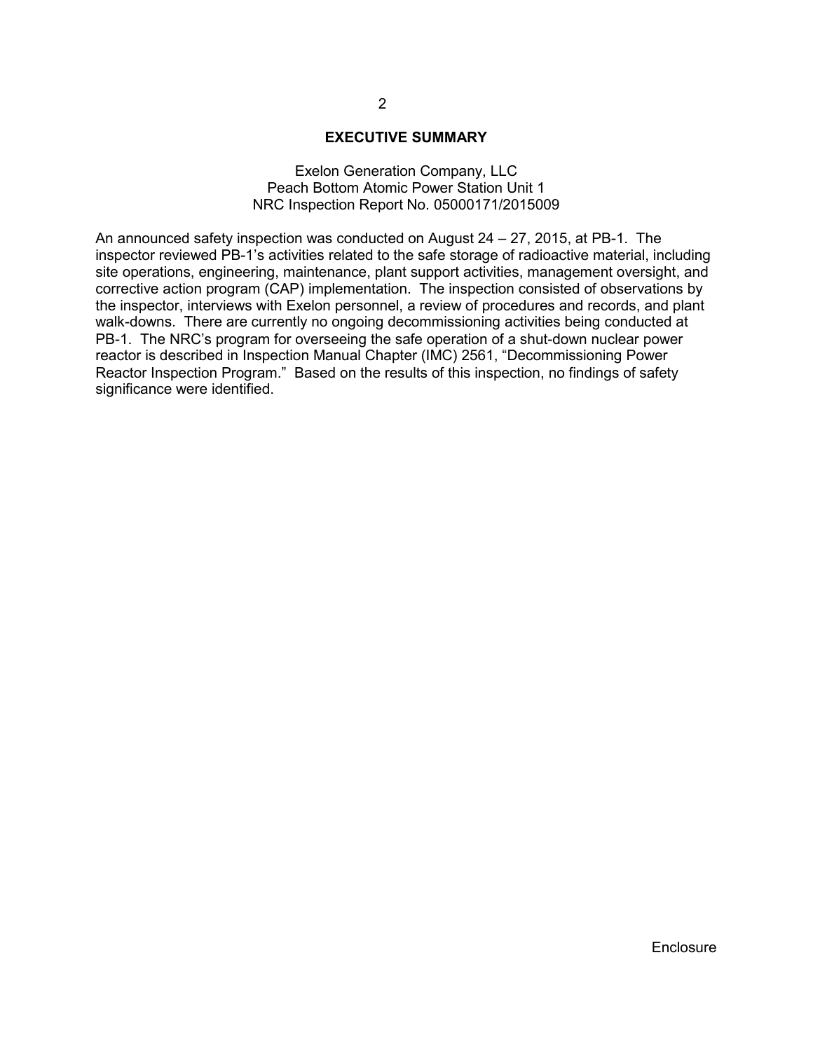# EXECUTIVE SUMMARY

Exelon Generation Company, LLC
Peach Bottom Atomic Power Station Unit 1
NRC Inspection Report No. 05000171/2015009

An announced safety inspection was conducted on August 24 – 27, 2015, at PB-1. The inspector reviewed PB-1's activities related to the safe storage of radioactive material, including site operations, engineering, maintenance, plant support activities, management oversight, and corrective action program (CAP) implementation. The inspection consisted of observations by the inspector, interviews with Exelon personnel, a review of procedures and records, and plant walk-downs. There are currently no ongoing decommissioning activities being conducted at PB-1. The NRC's program for overseeing the safe operation of a shut-down nuclear power reactor is described in Inspection Manual Chapter (IMC) 2561, "Decommissioning Power Reactor Inspection Program." Based on the results of this inspection, no findings of safety significance were identified.

Enclosure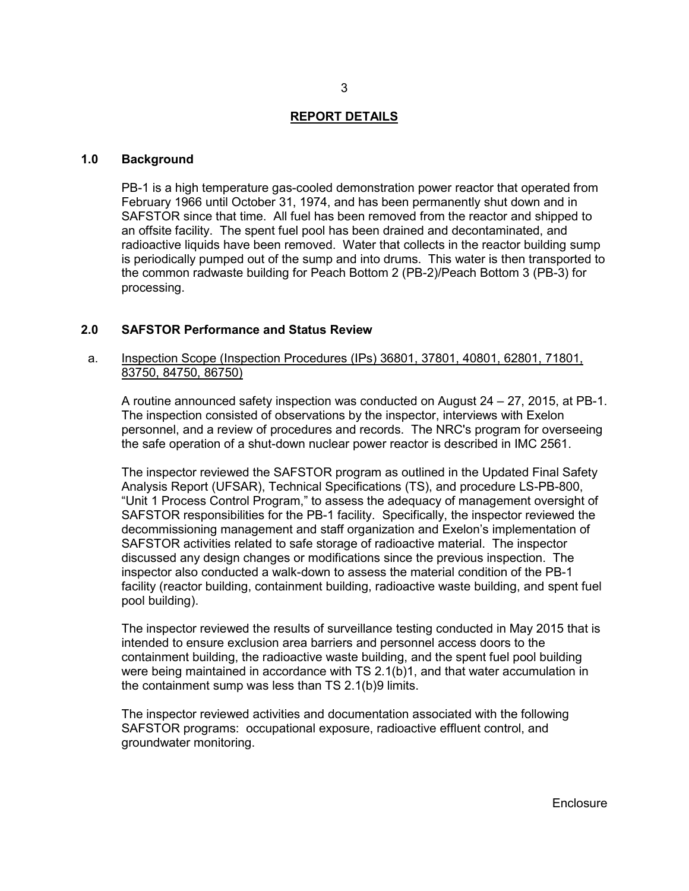## REPORT DETAILS

### 1.0 Background

PB-1 is a high temperature gas-cooled demonstration power reactor that operated from February 1966 until October 31, 1974, and has been permanently shut down and in SAFSTOR since that time. All fuel has been removed from the reactor and shipped to an offsite facility. The spent fuel pool has been drained and decontaminated, and radioactive liquids have been removed. Water that collects in the reactor building sump is periodically pumped out of the sump and into drums. This water is then transported to the common radwaste building for Peach Bottom 2 (PB-2)/Peach Bottom 3 (PB-3) for processing.

### 2.0 SAFSTOR Performance and Status Review

a. Inspection Scope (Inspection Procedures (IPs) 36801, 37801, 40801, 62801, 71801, 83750, 84750, 86750)

A routine announced safety inspection was conducted on August 24 – 27, 2015, at PB-1. The inspection consisted of observations by the inspector, interviews with Exelon personnel, and a review of procedures and records. The NRC's program for overseeing the safe operation of a shut-down nuclear power reactor is described in IMC 2561.

The inspector reviewed the SAFSTOR program as outlined in the Updated Final Safety Analysis Report (UFSAR), Technical Specifications (TS), and procedure LS-PB-800, "Unit 1 Process Control Program," to assess the adequacy of management oversight of SAFSTOR responsibilities for the PB-1 facility. Specifically, the inspector reviewed the decommissioning management and staff organization and Exelon's implementation of SAFSTOR activities related to safe storage of radioactive material. The inspector discussed any design changes or modifications since the previous inspection. The inspector also conducted a walk-down to assess the material condition of the PB-1 facility (reactor building, containment building, radioactive waste building, and spent fuel pool building).

The inspector reviewed the results of surveillance testing conducted in May 2015 that is intended to ensure exclusion area barriers and personnel access doors to the containment building, the radioactive waste building, and the spent fuel pool building were being maintained in accordance with TS 2.1(b)1, and that water accumulation in the containment sump was less than TS 2.1(b)9 limits.

The inspector reviewed activities and documentation associated with the following SAFSTOR programs: occupational exposure, radioactive effluent control, and groundwater monitoring.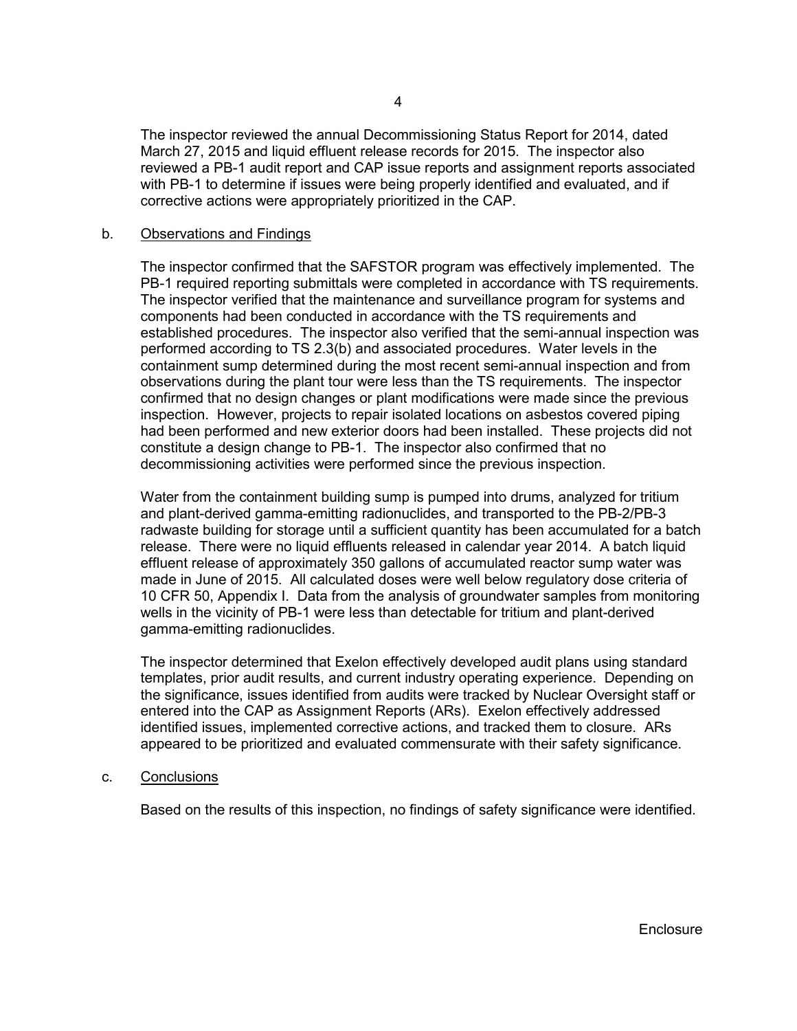The inspector reviewed the annual Decommissioning Status Report for 2014, dated March 27, 2015 and liquid effluent release records for 2015. The inspector also reviewed a PB-1 audit report and CAP issue reports and assignment reports associated with PB-1 to determine if issues were being properly identified and evaluated, and if corrective actions were appropriately prioritized in the CAP.

b. Observations and Findings

The inspector confirmed that the SAFSTOR program was effectively implemented. The PB-1 required reporting submittals were completed in accordance with TS requirements. The inspector verified that the maintenance and surveillance program for systems and components had been conducted in accordance with the TS requirements and established procedures. The inspector also verified that the semi-annual inspection was performed according to TS 2.3(b) and associated procedures. Water levels in the containment sump determined during the most recent semi-annual inspection and from observations during the plant tour were less than the TS requirements. The inspector confirmed that no design changes or plant modifications were made since the previous inspection. However, projects to repair isolated locations on asbestos covered piping had been performed and new exterior doors had been installed. These projects did not constitute a design change to PB-1. The inspector also confirmed that no decommissioning activities were performed since the previous inspection.

Water from the containment building sump is pumped into drums, analyzed for tritium and plant-derived gamma-emitting radionuclides, and transported to the PB-2/PB-3 radwaste building for storage until a sufficient quantity has been accumulated for a batch release. There were no liquid effluents released in calendar year 2014. A batch liquid effluent release of approximately 350 gallons of accumulated reactor sump water was made in June of 2015. All calculated doses were well below regulatory dose criteria of 10 CFR 50, Appendix I. Data from the analysis of groundwater samples from monitoring wells in the vicinity of PB-1 were less than detectable for tritium and plant-derived gamma-emitting radionuclides.

The inspector determined that Exelon effectively developed audit plans using standard templates, prior audit results, and current industry operating experience. Depending on the significance, issues identified from audits were tracked by Nuclear Oversight staff or entered into the CAP as Assignment Reports (ARs). Exelon effectively addressed identified issues, implemented corrective actions, and tracked them to closure. ARs appeared to be prioritized and evaluated commensurate with their safety significance.

c. Conclusions

Based on the results of this inspection, no findings of safety significance were identified.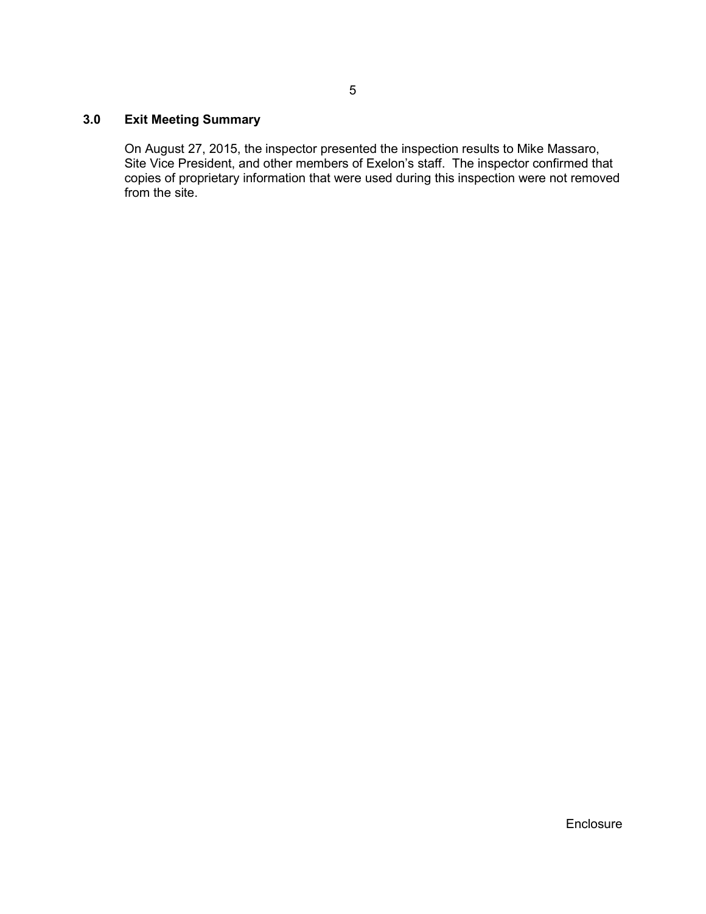## 3.0 Exit Meeting Summary

On August 27, 2015, the inspector presented the inspection results to Mike Massaro, Site Vice President, and other members of Exelon's staff. The inspector confirmed that copies of proprietary information that were used during this inspection were not removed from the site.

Enclosure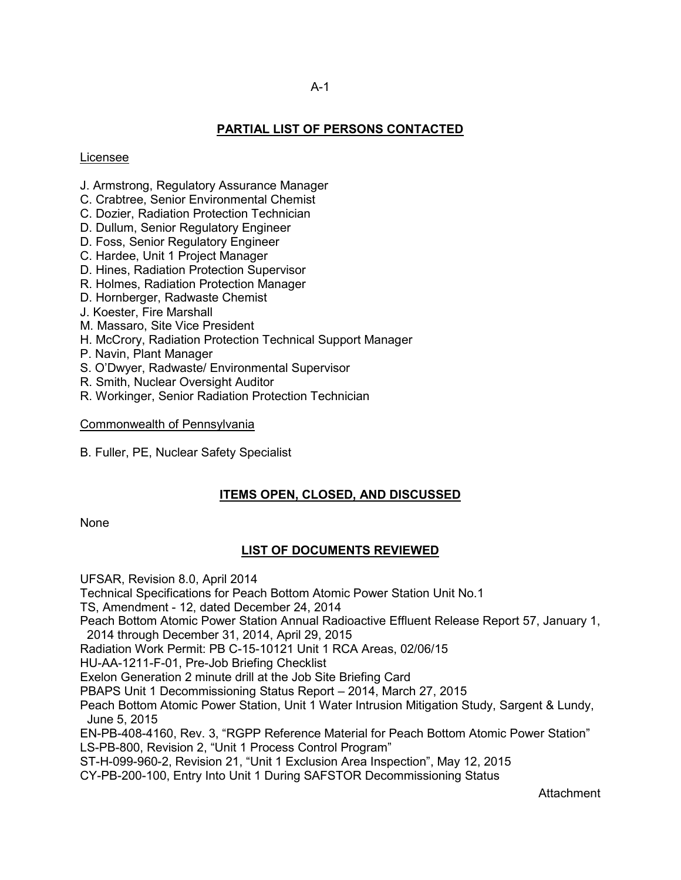## PARTIAL LIST OF PERSONS CONTACTED

Licensee

J. Armstrong, Regulatory Assurance Manager
C. Crabtree, Senior Environmental Chemist
C. Dozier, Radiation Protection Technician
D. Dullum, Senior Regulatory Engineer
D. Foss, Senior Regulatory Engineer
C. Hardee, Unit 1 Project Manager
D. Hines, Radiation Protection Supervisor
R. Holmes, Radiation Protection Manager
D. Hornberger, Radwaste Chemist
J. Koester, Fire Marshall
M. Massaro, Site Vice President
H. McCrory, Radiation Protection Technical Support Manager
P. Navin, Plant Manager
S. O'Dwyer, Radwaste/ Environmental Supervisor
R. Smith, Nuclear Oversight Auditor
R. Workinger, Senior Radiation Protection Technician

Commonwealth of Pennsylvania

B. Fuller, PE, Nuclear Safety Specialist

## ITEMS OPEN, CLOSED, AND DISCUSSED

None

## LIST OF DOCUMENTS REVIEWED

UFSAR, Revision 8.0, April 2014
Technical Specifications for Peach Bottom Atomic Power Station Unit No.1
TS, Amendment - 12, dated December 24, 2014
Peach Bottom Atomic Power Station Annual Radioactive Effluent Release Report 57, January 1, 2014 through December 31, 2014, April 29, 2015
Radiation Work Permit: PB C-15-10121 Unit 1 RCA Areas, 02/06/15
HU-AA-1211-F-01, Pre-Job Briefing Checklist
Exelon Generation 2 minute drill at the Job Site Briefing Card
PBAPS Unit 1 Decommissioning Status Report – 2014, March 27, 2015
Peach Bottom Atomic Power Station, Unit 1 Water Intrusion Mitigation Study, Sargent & Lundy, June 5, 2015
EN-PB-408-4160, Rev. 3, "RGPP Reference Material for Peach Bottom Atomic Power Station"
LS-PB-800, Revision 2, "Unit 1 Process Control Program"
ST-H-099-960-2, Revision 21, "Unit 1 Exclusion Area Inspection", May 12, 2015
CY-PB-200-100, Entry Into Unit 1 During SAFSTOR Decommissioning Status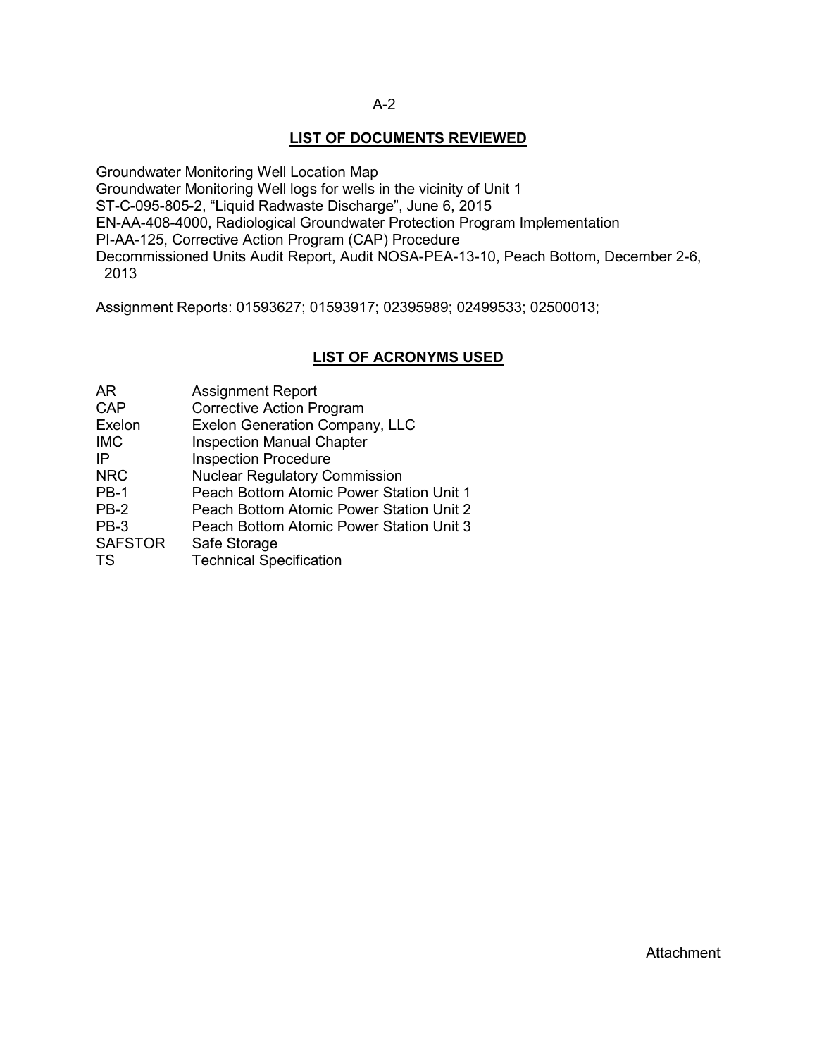## LIST OF DOCUMENTS REVIEWED

Groundwater Monitoring Well Location Map
Groundwater Monitoring Well logs for wells in the vicinity of Unit 1
ST-C-095-805-2, "Liquid Radwaste Discharge", June 6, 2015
EN-AA-408-4000, Radiological Groundwater Protection Program Implementation
PI-AA-125, Corrective Action Program (CAP) Procedure
Decommissioned Units Audit Report, Audit NOSA-PEA-13-10, Peach Bottom, December 2-6, 2013

Assignment Reports: 01593627; 01593917; 02395989; 02499533; 02500013;

## LIST OF ACRONYMS USED

| | |
|---|---|
| AR | Assignment Report |
| CAP | Corrective Action Program |
| Exelon | Exelon Generation Company, LLC |
| IMC | Inspection Manual Chapter |
| IP | Inspection Procedure |
| NRC | Nuclear Regulatory Commission |
| PB-1 | Peach Bottom Atomic Power Station Unit 1 |
| PB-2 | Peach Bottom Atomic Power Station Unit 2 |
| PB-3 | Peach Bottom Atomic Power Station Unit 3 |
| SAFSTOR | Safe Storage |
| TS | Technical Specification |

Attachment